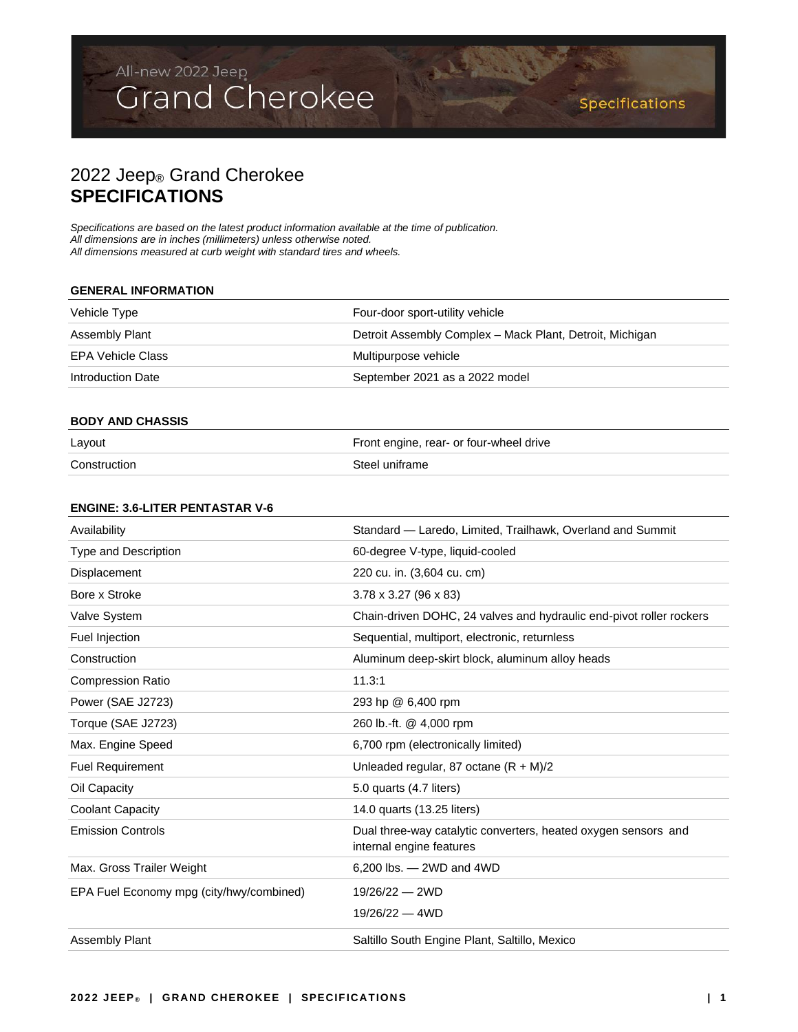# 2022 Jeep® Grand Cherokee
# SPECIFICATIONS

*Specifications are based on the latest product information available at the time of publication.*
*All dimensions are in inches (millimeters) unless otherwise noted.*
*All dimensions measured at curb weight with standard tires and wheels.*

## GENERAL INFORMATION

| | |
|---|---|
| Vehicle Type | Four-door sport-utility vehicle |
| Assembly Plant | Detroit Assembly Complex – Mack Plant, Detroit, Michigan |
| EPA Vehicle Class | Multipurpose vehicle |
| Introduction Date | September 2021 as a 2022 model |

## BODY AND CHASSIS

| | |
|---|---|
| Layout | Front engine, rear- or four-wheel drive |
| Construction | Steel uniframe |

## ENGINE: 3.6-LITER PENTASTAR V-6

| | |
|---|---|
| Availability | Standard — Laredo, Limited, Trailhawk, Overland and Summit |
| Type and Description | 60-degree V-type, liquid-cooled |
| Displacement | 220 cu. in. (3,604 cu. cm) |
| Bore x Stroke | 3.78 x 3.27 (96 x 83) |
| Valve System | Chain-driven DOHC, 24 valves and hydraulic end-pivot roller rockers |
| Fuel Injection | Sequential, multiport, electronic, returnless |
| Construction | Aluminum deep-skirt block, aluminum alloy heads |
| Compression Ratio | 11.3:1 |
| Power (SAE J2723) | 293 hp @ 6,400 rpm |
| Torque (SAE J2723) | 260 lb.-ft. @ 4,000 rpm |
| Max. Engine Speed | 6,700 rpm (electronically limited) |
| Fuel Requirement | Unleaded regular, 87 octane (R + M)/2 |
| Oil Capacity | 5.0 quarts (4.7 liters) |
| Coolant Capacity | 14.0 quarts (13.25 liters) |
| Emission Controls | Dual three-way catalytic converters, heated oxygen sensors and internal engine features |
| Max. Gross Trailer Weight | 6,200 lbs. — 2WD and 4WD |
| EPA Fuel Economy mpg (city/hwy/combined) | 19/26/22 — 2WD<br>19/26/22 — 4WD |
| Assembly Plant | Saltillo South Engine Plant, Saltillo, Mexico |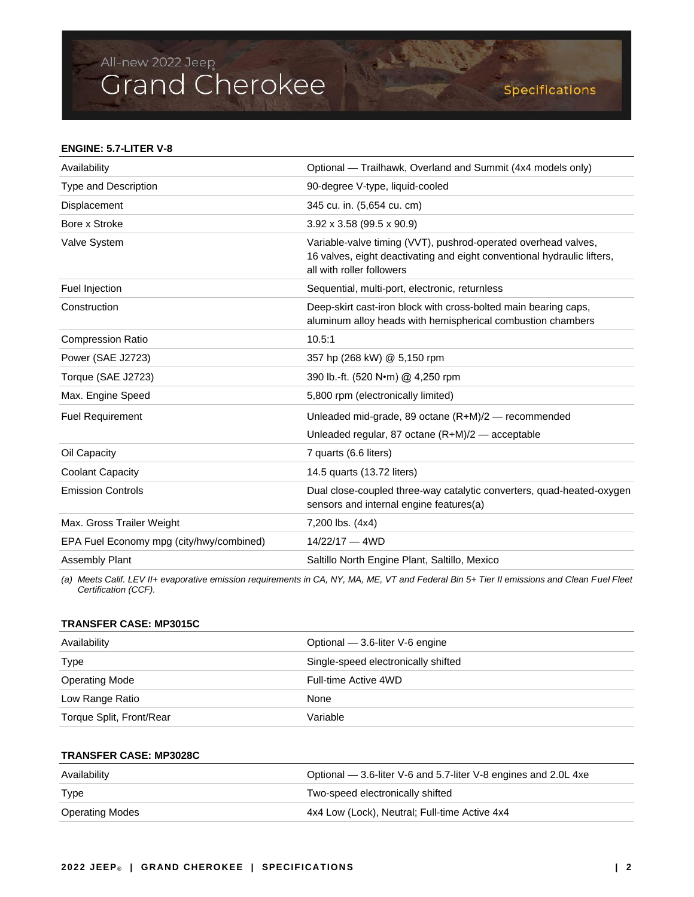All-new 2022 Jeep® Grand Cherokee

Specifications

**ENGINE: 5.7-LITER V-8**

| | |
|---|---|
| Availability | Optional — Trailhawk, Overland and Summit (4x4 models only) |
| Type and Description | 90-degree V-type, liquid-cooled |
| Displacement | 345 cu. in. (5,654 cu. cm) |
| Bore x Stroke | 3.92 x 3.58 (99.5 x 90.9) |
| Valve System | Variable-valve timing (VVT), pushrod-operated overhead valves, 16 valves, eight deactivating and eight conventional hydraulic lifters, all with roller followers |
| Fuel Injection | Sequential, multi-port, electronic, returnless |
| Construction | Deep-skirt cast-iron block with cross-bolted main bearing caps, aluminum alloy heads with hemispherical combustion chambers |
| Compression Ratio | 10.5:1 |
| Power (SAE J2723) | 357 hp (268 kW) @ 5,150 rpm |
| Torque (SAE J2723) | 390 lb.-ft. (520 N•m) @ 4,250 rpm |
| Max. Engine Speed | 5,800 rpm (electronically limited) |
| Fuel Requirement | Unleaded mid-grade, 89 octane (R+M)/2 — recommended<br>Unleaded regular, 87 octane (R+M)/2 — acceptable |
| Oil Capacity | 7 quarts (6.6 liters) |
| Coolant Capacity | 14.5 quarts (13.72 liters) |
| Emission Controls | Dual close-coupled three-way catalytic converters, quad-heated-oxygen sensors and internal engine features(a) |
| Max. Gross Trailer Weight | 7,200 lbs. (4x4) |
| EPA Fuel Economy mpg (city/hwy/combined) | 14/22/17 — 4WD |
| Assembly Plant | Saltillo North Engine Plant, Saltillo, Mexico |

*(a) Meets Calif. LEV II+ evaporative emission requirements in CA, NY, MA, ME, VT and Federal Bin 5+ Tier II emissions and Clean Fuel Fleet Certification (CCF).*

**TRANSFER CASE: MP3015C**

| | |
|---|---|
| Availability | Optional — 3.6-liter V-6 engine |
| Type | Single-speed electronically shifted |
| Operating Mode | Full-time Active 4WD |
| Low Range Ratio | None |
| Torque Split, Front/Rear | Variable |

**TRANSFER CASE: MP3028C**

| | |
|---|---|
| Availability | Optional — 3.6-liter V-6 and 5.7-liter V-8 engines and 2.0L 4xe |
| Type | Two-speed electronically shifted |
| Operating Modes | 4x4 Low (Lock), Neutral; Full-time Active 4x4 |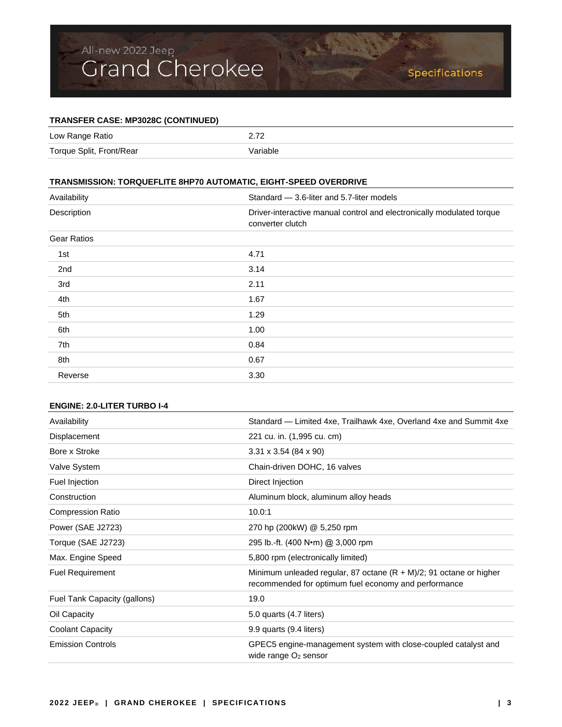### TRANSFER CASE: MP3028C (CONTINUED)

| | |
|---|---|
| Low Range Ratio | 2.72 |
| Torque Split, Front/Rear | Variable |

### TRANSMISSION: TORQUEFLITE 8HP70 AUTOMATIC, EIGHT-SPEED OVERDRIVE

| | |
|---|---|
| Availability | Standard — 3.6-liter and 5.7-liter models |
| Description | Driver-interactive manual control and electronically modulated torque converter clutch |
| Gear Ratios | |
| 1st | 4.71 |
| 2nd | 3.14 |
| 3rd | 2.11 |
| 4th | 1.67 |
| 5th | 1.29 |
| 6th | 1.00 |
| 7th | 0.84 |
| 8th | 0.67 |
| Reverse | 3.30 |

### ENGINE: 2.0-LITER TURBO I-4

| | |
|---|---|
| Availability | Standard — Limited 4xe, Trailhawk 4xe, Overland 4xe and Summit 4xe |
| Displacement | 221 cu. in. (1,995 cu. cm) |
| Bore x Stroke | 3.31 x 3.54 (84 x 90) |
| Valve System | Chain-driven DOHC, 16 valves |
| Fuel Injection | Direct Injection |
| Construction | Aluminum block, aluminum alloy heads |
| Compression Ratio | 10.0:1 |
| Power (SAE J2723) | 270 hp (200kW) @ 5,250 rpm |
| Torque (SAE J2723) | 295 lb.-ft. (400 N•m) @ 3,000 rpm |
| Max. Engine Speed | 5,800 rpm (electronically limited) |
| Fuel Requirement | Minimum unleaded regular, 87 octane (R + M)/2; 91 octane or higher recommended for optimum fuel economy and performance |
| Fuel Tank Capacity (gallons) | 19.0 |
| Oil Capacity | 5.0 quarts (4.7 liters) |
| Coolant Capacity | 9.9 quarts (9.4 liters) |
| Emission Controls | GPEC5 engine-management system with close-coupled catalyst and wide range $O_2$ sensor |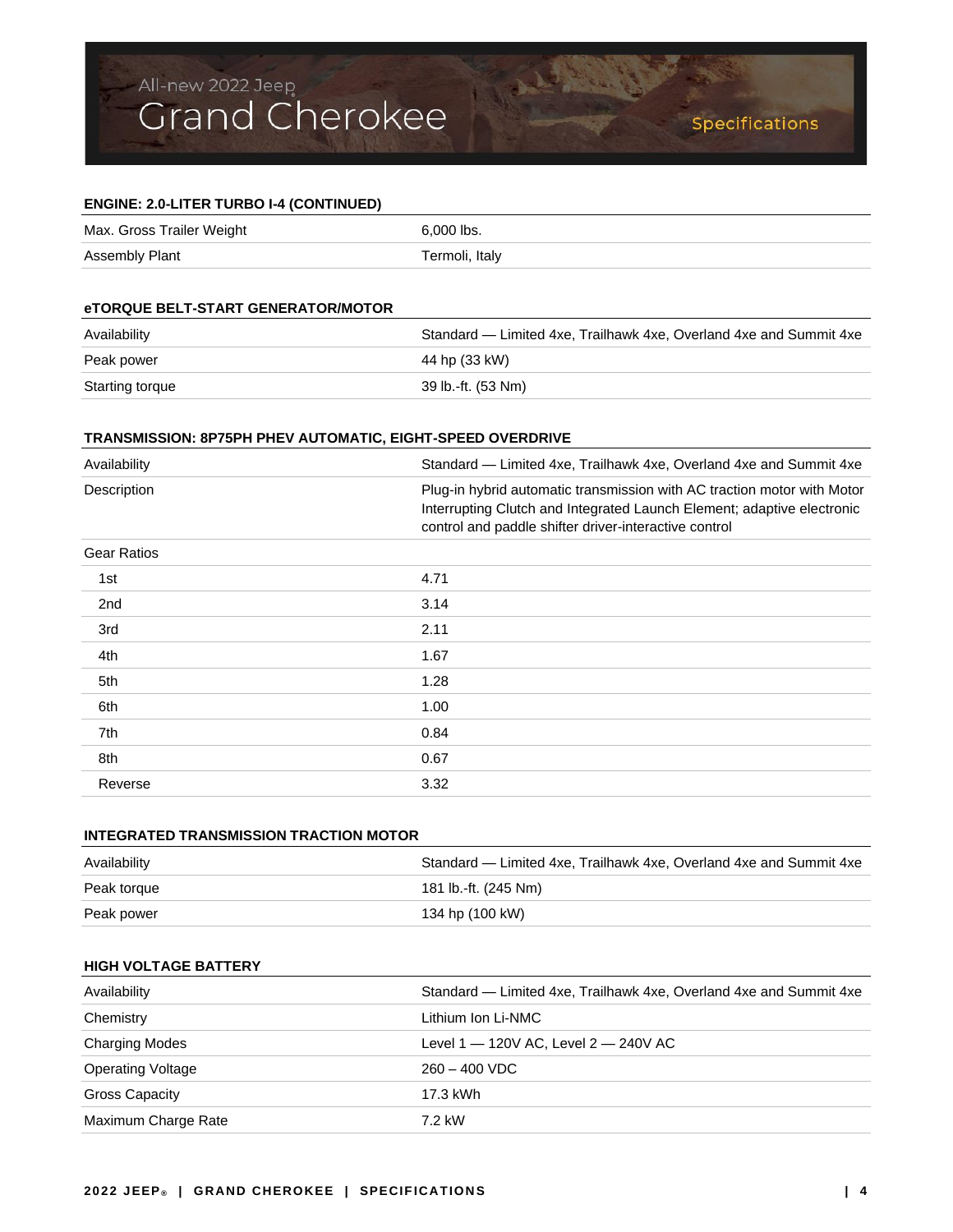## ENGINE: 2.0-LITER TURBO I-4 (CONTINUED)

| | |
|---|---|
| Max. Gross Trailer Weight | 6,000 lbs. |
| Assembly Plant | Termoli, Italy |

## eTORQUE BELT-START GENERATOR/MOTOR

| | |
|---|---|
| Availability | Standard — Limited 4xe, Trailhawk 4xe, Overland 4xe and Summit 4xe |
| Peak power | 44 hp (33 kW) |
| Starting torque | 39 lb.-ft. (53 Nm) |

## TRANSMISSION: 8P75PH PHEV AUTOMATIC, EIGHT-SPEED OVERDRIVE

| | |
|---|---|
| Availability | Standard — Limited 4xe, Trailhawk 4xe, Overland 4xe and Summit 4xe |
| Description | Plug-in hybrid automatic transmission with AC traction motor with Motor Interrupting Clutch and Integrated Launch Element; adaptive electronic control and paddle shifter driver-interactive control |
| Gear Ratios | |
| 1st | 4.71 |
| 2nd | 3.14 |
| 3rd | 2.11 |
| 4th | 1.67 |
| 5th | 1.28 |
| 6th | 1.00 |
| 7th | 0.84 |
| 8th | 0.67 |
| Reverse | 3.32 |

## INTEGRATED TRANSMISSION TRACTION MOTOR

| | |
|---|---|
| Availability | Standard — Limited 4xe, Trailhawk 4xe, Overland 4xe and Summit 4xe |
| Peak torque | 181 lb.-ft. (245 Nm) |
| Peak power | 134 hp (100 kW) |

## HIGH VOLTAGE BATTERY

| | |
|---|---|
| Availability | Standard — Limited 4xe, Trailhawk 4xe, Overland 4xe and Summit 4xe |
| Chemistry | Lithium Ion Li-NMC |
| Charging Modes | Level 1 — 120V AC, Level 2 — 240V AC |
| Operating Voltage | 260 – 400 VDC |
| Gross Capacity | 17.3 kWh |
| Maximum Charge Rate | 7.2 kW |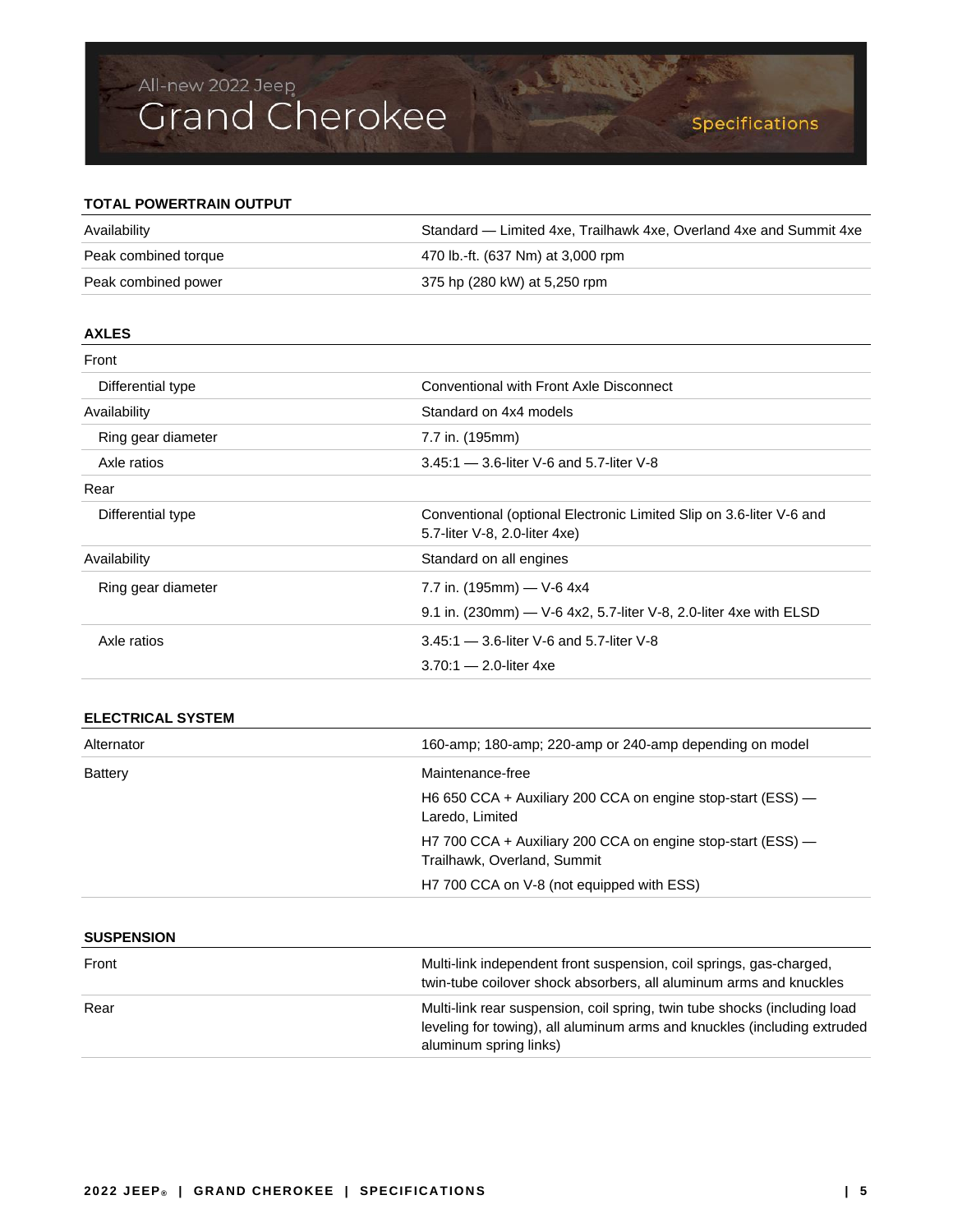All-new 2022 Jeep® Grand Cherokee

Specifications

## TOTAL POWERTRAIN OUTPUT

| | |
|---|---|
| Availability | Standard — Limited 4xe, Trailhawk 4xe, Overland 4xe and Summit 4xe |
| Peak combined torque | 470 lb.-ft. (637 Nm) at 3,000 rpm |
| Peak combined power | 375 hp (280 kW) at 5,250 rpm |

## AXLES

| | |
|---|---|
| Front | |
| Differential type | Conventional with Front Axle Disconnect |
| Availability | Standard on 4x4 models |
| Ring gear diameter | 7.7 in. (195mm) |
| Axle ratios | 3.45:1 — 3.6-liter V-6 and 5.7-liter V-8 |
| Rear | |
| Differential type | Conventional (optional Electronic Limited Slip on 3.6-liter V-6 and 5.7-liter V-8, 2.0-liter 4xe) |
| Availability | Standard on all engines |
| Ring gear diameter | 7.7 in. (195mm) — V-6 4x4<br>9.1 in. (230mm) — V-6 4x2, 5.7-liter V-8, 2.0-liter 4xe with ELSD |
| Axle ratios | 3.45:1 — 3.6-liter V-6 and 5.7-liter V-8<br>3.70:1 — 2.0-liter 4xe |

## ELECTRICAL SYSTEM

| | |
|---|---|
| Alternator | 160-amp; 180-amp; 220-amp or 240-amp depending on model |
| Battery | Maintenance-free<br>H6 650 CCA + Auxiliary 200 CCA on engine stop-start (ESS) — Laredo, Limited<br>H7 700 CCA + Auxiliary 200 CCA on engine stop-start (ESS) — Trailhawk, Overland, Summit<br>H7 700 CCA on V-8 (not equipped with ESS) |

## SUSPENSION

| | |
|---|---|
| Front | Multi-link independent front suspension, coil springs, gas-charged, twin-tube coilover shock absorbers, all aluminum arms and knuckles |
| Rear | Multi-link rear suspension, coil spring, twin tube shocks (including load leveling for towing), all aluminum arms and knuckles (including extruded aluminum spring links) |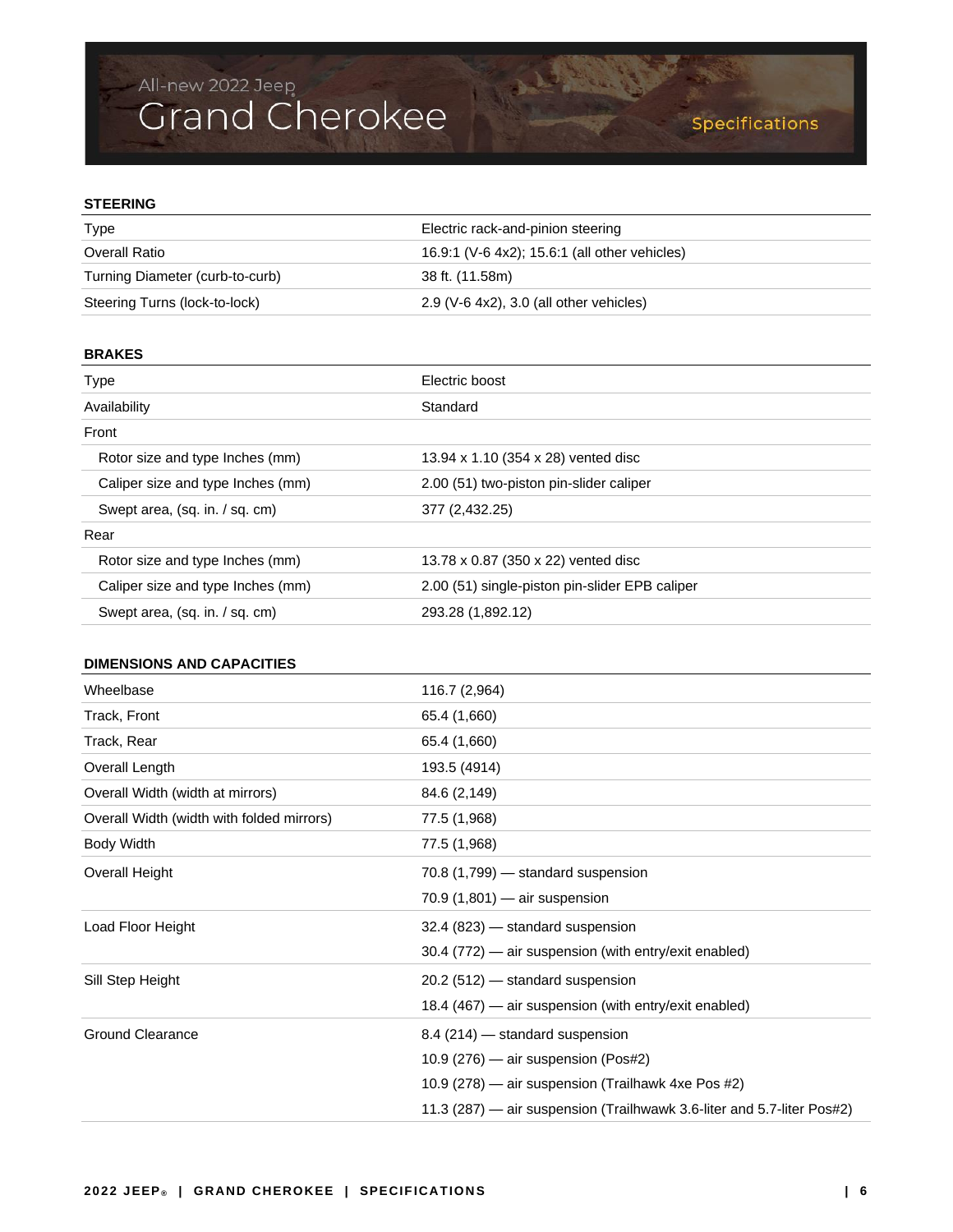All-new 2022 Jeep®

# Grand Cherokee

Specifications

## STEERING

| | |
|---|---|
| Type | Electric rack-and-pinion steering |
| Overall Ratio | 16.9:1 (V-6 4x2); 15.6:1 (all other vehicles) |
| Turning Diameter (curb-to-curb) | 38 ft. (11.58m) |
| Steering Turns (lock-to-lock) | 2.9 (V-6 4x2), 3.0 (all other vehicles) |

## BRAKES

| | |
|---|---|
| Type | Electric boost |
| Availability | Standard |
| Front | |
| Rotor size and type Inches (mm) | 13.94 x 1.10 (354 x 28) vented disc |
| Caliper size and type Inches (mm) | 2.00 (51) two-piston pin-slider caliper |
| Swept area, (sq. in. / sq. cm) | 377 (2,432.25) |
| Rear | |
| Rotor size and type Inches (mm) | 13.78 x 0.87 (350 x 22) vented disc |
| Caliper size and type Inches (mm) | 2.00 (51) single-piston pin-slider EPB caliper |
| Swept area, (sq. in. / sq. cm) | 293.28 (1,892.12) |

## DIMENSIONS AND CAPACITIES

| | |
|---|---|
| Wheelbase | 116.7 (2,964) |
| Track, Front | 65.4 (1,660) |
| Track, Rear | 65.4 (1,660) |
| Overall Length | 193.5 (4914) |
| Overall Width (width at mirrors) | 84.6 (2,149) |
| Overall Width (width with folded mirrors) | 77.5 (1,968) |
| Body Width | 77.5 (1,968) |
| Overall Height | 70.8 (1,799) — standard suspension<br>70.9 (1,801) — air suspension |
| Load Floor Height | 32.4 (823) — standard suspension<br>30.4 (772) — air suspension (with entry/exit enabled) |
| Sill Step Height | 20.2 (512) — standard suspension<br>18.4 (467) — air suspension (with entry/exit enabled) |
| Ground Clearance | 8.4 (214) — standard suspension<br>10.9 (276) — air suspension (Pos#2)<br>10.9 (278) — air suspension (Trailhawk 4xe Pos #2)<br>11.3 (287) — air suspension (Trailhwawk 3.6-liter and 5.7-liter Pos#2) |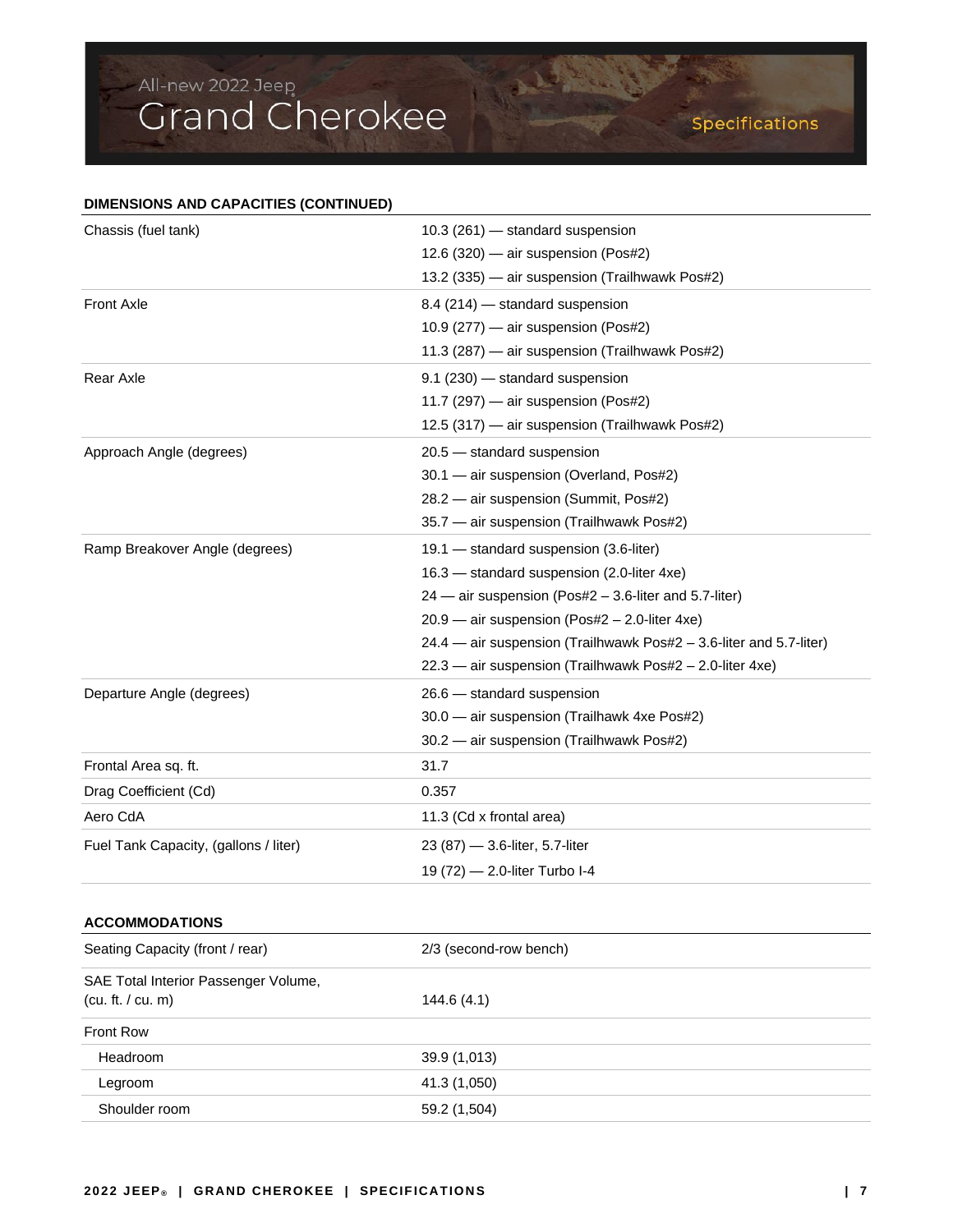All-new 2022 Jeep

# Grand Cherokee

Specifications

### DIMENSIONS AND CAPACITIES (CONTINUED)

| | |
|---|---|
| Chassis (fuel tank) | 10.3 (261) — standard suspension<br>12.6 (320) — air suspension (Pos#2)<br>13.2 (335) — air suspension (Trailhwawk Pos#2) |
| Front Axle | 8.4 (214) — standard suspension<br>10.9 (277) — air suspension (Pos#2)<br>11.3 (287) — air suspension (Trailhwawk Pos#2) |
| Rear Axle | 9.1 (230) — standard suspension<br>11.7 (297) — air suspension (Pos#2)<br>12.5 (317) — air suspension (Trailhwawk Pos#2) |
| Approach Angle (degrees) | 20.5 — standard suspension<br>30.1 — air suspension (Overland, Pos#2)<br>28.2 — air suspension (Summit, Pos#2)<br>35.7 — air suspension (Trailhwawk Pos#2) |
| Ramp Breakover Angle (degrees) | 19.1 — standard suspension (3.6-liter)<br>16.3 — standard suspension (2.0-liter 4xe)<br>24 — air suspension (Pos#2 – 3.6-liter and 5.7-liter)<br>20.9 — air suspension (Pos#2 – 2.0-liter 4xe)<br>24.4 — air suspension (Trailhwawk Pos#2 – 3.6-liter and 5.7-liter)<br>22.3 — air suspension (Trailhwawk Pos#2 – 2.0-liter 4xe) |
| Departure Angle (degrees) | 26.6 — standard suspension<br>30.0 — air suspension (Trailhawk 4xe Pos#2)<br>30.2 — air suspension (Trailhwawk Pos#2) |
| Frontal Area sq. ft. | 31.7 |
| Drag Coefficient (Cd) | 0.357 |
| Aero CdA | 11.3 (Cd x frontal area) |
| Fuel Tank Capacity, (gallons / liter) | 23 (87) — 3.6-liter, 5.7-liter<br>19 (72) — 2.0-liter Turbo I-4 |

### ACCOMMODATIONS

| | |
|---|---|
| Seating Capacity (front / rear) | 2/3 (second-row bench) |
| SAE Total Interior Passenger Volume, (cu. ft. / cu. m) | 144.6 (4.1) |
| Front Row | |
| Headroom | 39.9 (1,013) |
| Legroom | 41.3 (1,050) |
| Shoulder room | 59.2 (1,504) |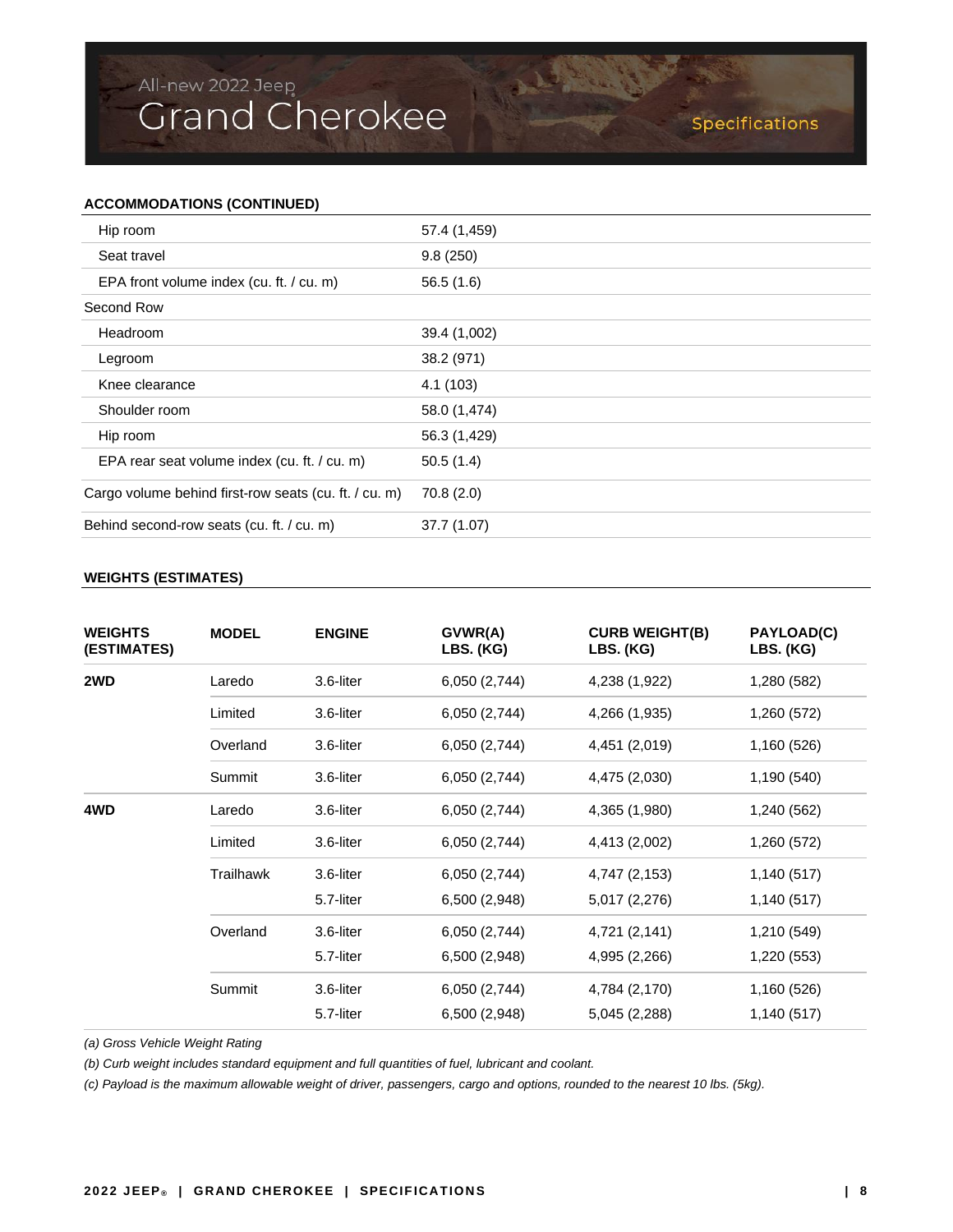## ACCOMMODATIONS (CONTINUED)

| | |
|---|---|
| Hip room | 57.4 (1,459) |
| Seat travel | 9.8 (250) |
| EPA front volume index (cu. ft. / cu. m) | 56.5 (1.6) |
| Second Row | |
| Headroom | 39.4 (1,002) |
| Legroom | 38.2 (971) |
| Knee clearance | 4.1 (103) |
| Shoulder room | 58.0 (1,474) |
| Hip room | 56.3 (1,429) |
| EPA rear seat volume index (cu. ft. / cu. m) | 50.5 (1.4) |
| Cargo volume behind first-row seats (cu. ft. / cu. m) | 70.8 (2.0) |
| Behind second-row seats (cu. ft. / cu. m) | 37.7 (1.07) |

## WEIGHTS (ESTIMATES)

| WEIGHTS (ESTIMATES) | MODEL | ENGINE | GVWR(A) LBS. (KG) | CURB WEIGHT(B) LBS. (KG) | PAYLOAD(C) LBS. (KG) |
|---|---|---|---|---|---|
| **2WD** | Laredo | 3.6-liter | 6,050 (2,744) | 4,238 (1,922) | 1,280 (582) |
| | Limited | 3.6-liter | 6,050 (2,744) | 4,266 (1,935) | 1,260 (572) |
| | Overland | 3.6-liter | 6,050 (2,744) | 4,451 (2,019) | 1,160 (526) |
| | Summit | 3.6-liter | 6,050 (2,744) | 4,475 (2,030) | 1,190 (540) |
| **4WD** | Laredo | 3.6-liter | 6,050 (2,744) | 4,365 (1,980) | 1,240 (562) |
| | Limited | 3.6-liter | 6,050 (2,744) | 4,413 (2,002) | 1,260 (572) |
| | Trailhawk | 3.6-liter | 6,050 (2,744) | 4,747 (2,153) | 1,140 (517) |
| | | 5.7-liter | 6,500 (2,948) | 5,017 (2,276) | 1,140 (517) |
| | Overland | 3.6-liter | 6,050 (2,744) | 4,721 (2,141) | 1,210 (549) |
| | | 5.7-liter | 6,500 (2,948) | 4,995 (2,266) | 1,220 (553) |
| | Summit | 3.6-liter | 6,050 (2,744) | 4,784 (2,170) | 1,160 (526) |
| | | 5.7-liter | 6,500 (2,948) | 5,045 (2,288) | 1,140 (517) |

*(a) Gross Vehicle Weight Rating*

*(b) Curb weight includes standard equipment and full quantities of fuel, lubricant and coolant.*

*(c) Payload is the maximum allowable weight of driver, passengers, cargo and options, rounded to the nearest 10 lbs. (5kg).*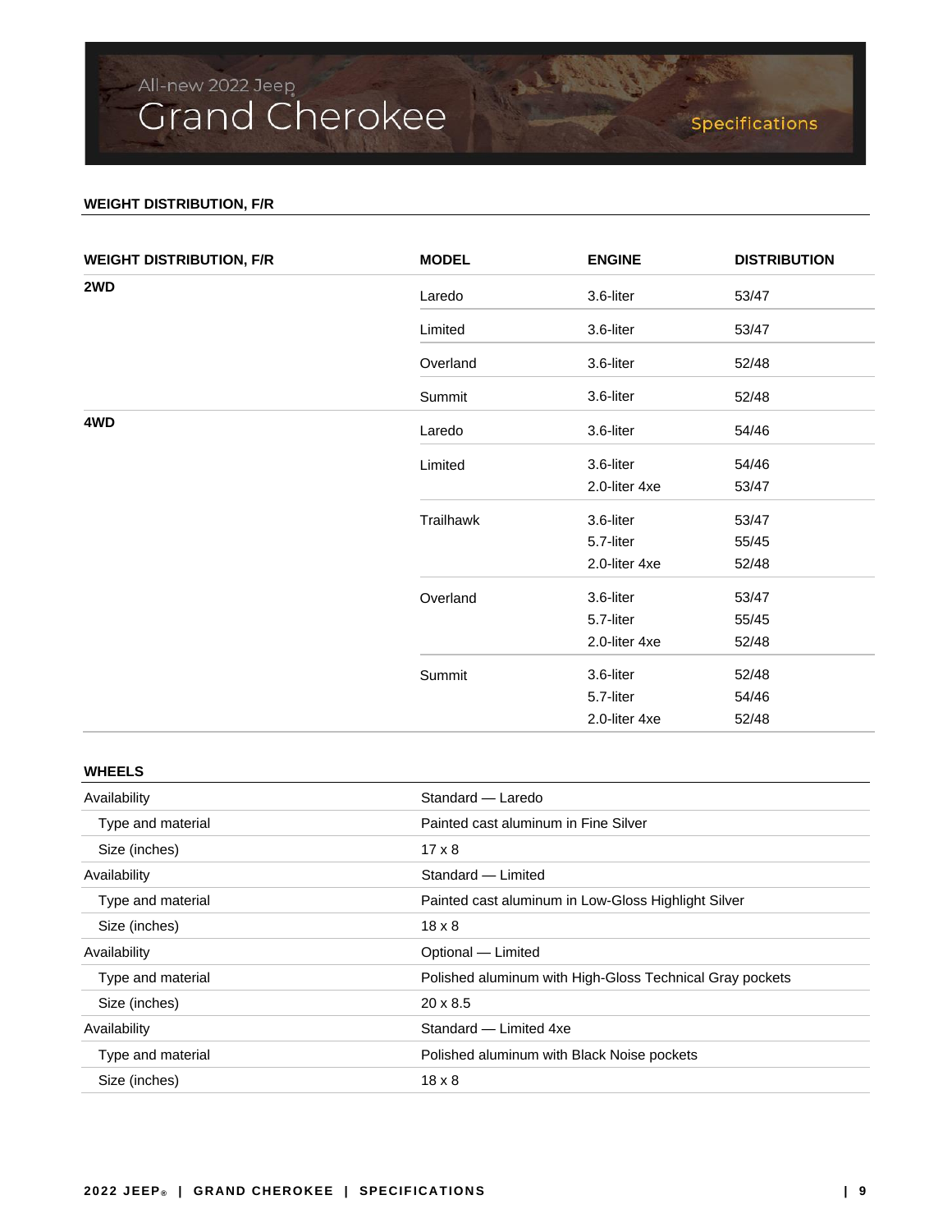## WEIGHT DISTRIBUTION, F/R

| WEIGHT DISTRIBUTION, F/R | MODEL | ENGINE | DISTRIBUTION |
|---|---|---|---|
| 2WD | Laredo | 3.6-liter | 53/47 |
| | Limited | 3.6-liter | 53/47 |
| | Overland | 3.6-liter | 52/48 |
| | Summit | 3.6-liter | 52/48 |
| 4WD | Laredo | 3.6-liter | 54/46 |
| | Limited | 3.6-liter | 54/46 |
| | | 2.0-liter 4xe | 53/47 |
| | Trailhawk | 3.6-liter | 53/47 |
| | | 5.7-liter | 55/45 |
| | | 2.0-liter 4xe | 52/48 |
| | Overland | 3.6-liter | 53/47 |
| | | 5.7-liter | 55/45 |
| | | 2.0-liter 4xe | 52/48 |
| | Summit | 3.6-liter | 52/48 |
| | | 5.7-liter | 54/46 |
| | | 2.0-liter 4xe | 52/48 |

## WHEELS

| | |
|---|---|
| Availability | Standard — Laredo |
| Type and material | Painted cast aluminum in Fine Silver |
| Size (inches) | 17 x 8 |
| Availability | Standard — Limited |
| Type and material | Painted cast aluminum in Low-Gloss Highlight Silver |
| Size (inches) | 18 x 8 |
| Availability | Optional — Limited |
| Type and material | Polished aluminum with High-Gloss Technical Gray pockets |
| Size (inches) | 20 x 8.5 |
| Availability | Standard — Limited 4xe |
| Type and material | Polished aluminum with Black Noise pockets |
| Size (inches) | 18 x 8 |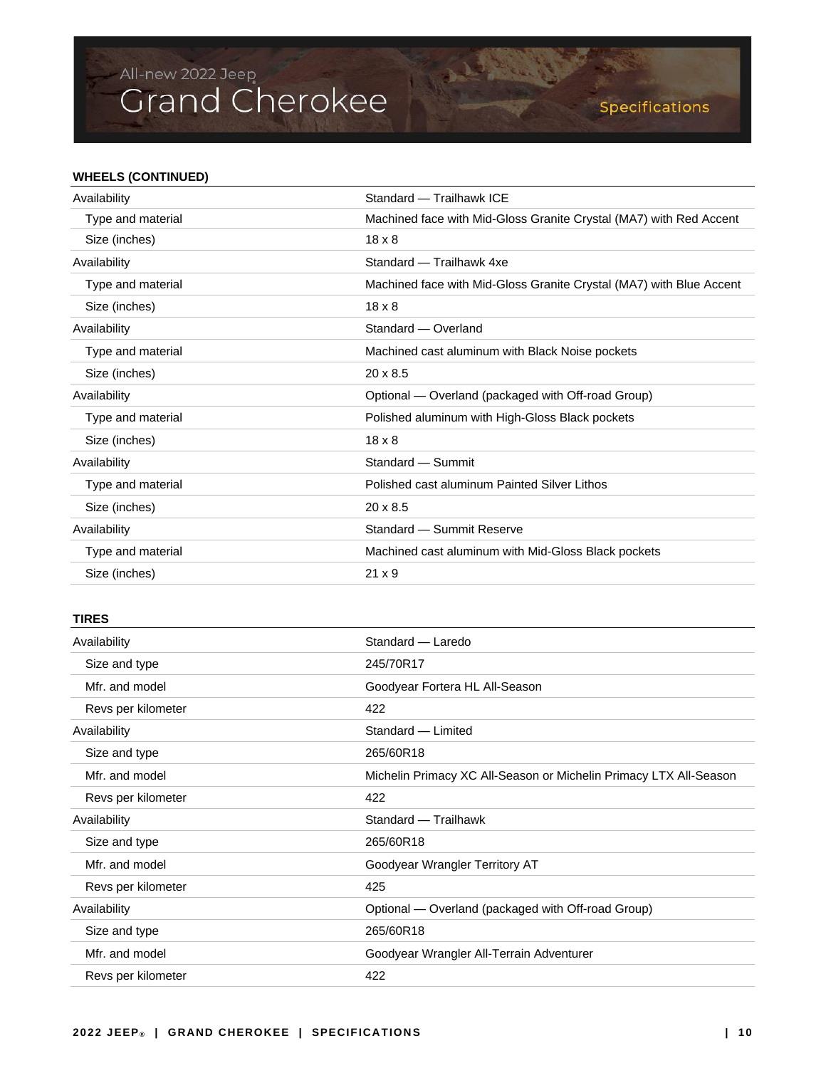### WHEELS (CONTINUED)

| | |
|---|---|
| Availability | Standard — Trailhawk ICE |
| Type and material | Machined face with Mid-Gloss Granite Crystal (MA7) with Red Accent |
| Size (inches) | 18 x 8 |
| Availability | Standard — Trailhawk 4xe |
| Type and material | Machined face with Mid-Gloss Granite Crystal (MA7) with Blue Accent |
| Size (inches) | 18 x 8 |
| Availability | Standard — Overland |
| Type and material | Machined cast aluminum with Black Noise pockets |
| Size (inches) | 20 x 8.5 |
| Availability | Optional — Overland (packaged with Off-road Group) |
| Type and material | Polished aluminum with High-Gloss Black pockets |
| Size (inches) | 18 x 8 |
| Availability | Standard — Summit |
| Type and material | Polished cast aluminum Painted Silver Lithos |
| Size (inches) | 20 x 8.5 |
| Availability | Standard — Summit Reserve |
| Type and material | Machined cast aluminum with Mid-Gloss Black pockets |
| Size (inches) | 21 x 9 |

### TIRES

| | |
|---|---|
| Availability | Standard — Laredo |
| Size and type | 245/70R17 |
| Mfr. and model | Goodyear Fortera HL All-Season |
| Revs per kilometer | 422 |
| Availability | Standard — Limited |
| Size and type | 265/60R18 |
| Mfr. and model | Michelin Primacy XC All-Season or Michelin Primacy LTX All-Season |
| Revs per kilometer | 422 |
| Availability | Standard — Trailhawk |
| Size and type | 265/60R18 |
| Mfr. and model | Goodyear Wrangler Territory AT |
| Revs per kilometer | 425 |
| Availability | Optional — Overland (packaged with Off-road Group) |
| Size and type | 265/60R18 |
| Mfr. and model | Goodyear Wrangler All-Terrain Adventurer |
| Revs per kilometer | 422 |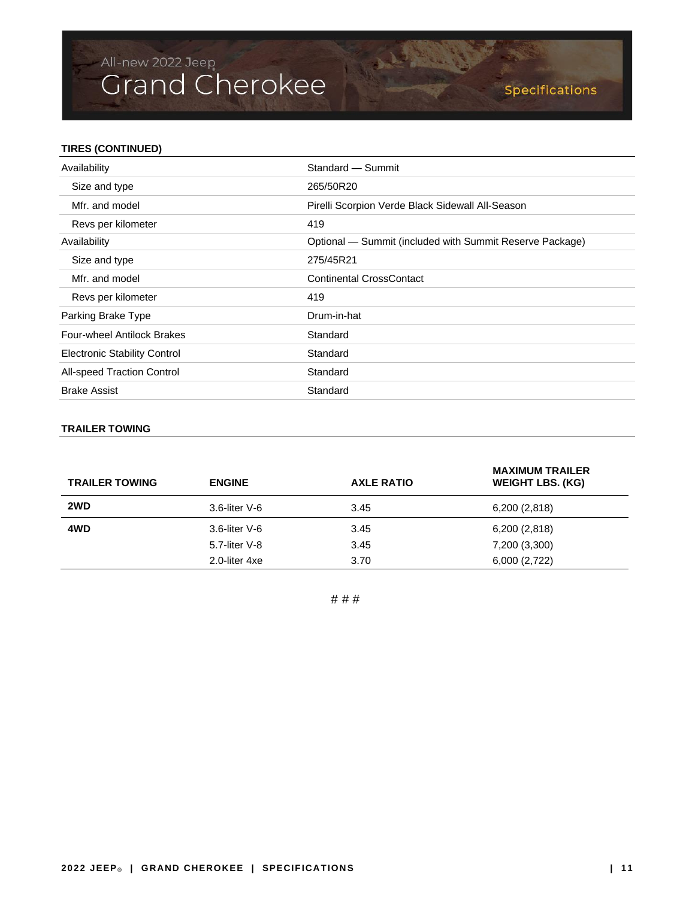### TIRES (CONTINUED)

| | |
|---|---|
| Availability | Standard — Summit |
| Size and type | 265/50R20 |
| Mfr. and model | Pirelli Scorpion Verde Black Sidewall All-Season |
| Revs per kilometer | 419 |
| Availability | Optional — Summit (included with Summit Reserve Package) |
| Size and type | 275/45R21 |
| Mfr. and model | Continental CrossContact |
| Revs per kilometer | 419 |
| Parking Brake Type | Drum-in-hat |
| Four-wheel Antilock Brakes | Standard |
| Electronic Stability Control | Standard |
| All-speed Traction Control | Standard |
| Brake Assist | Standard |

### TRAILER TOWING

| TRAILER TOWING | ENGINE | AXLE RATIO | MAXIMUM TRAILER WEIGHT LBS. (KG) |
|---|---|---|---|
| **2WD** | 3.6-liter V-6 | 3.45 | 6,200 (2,818) |
| **4WD** | 3.6-liter V-6 | 3.45 | 6,200 (2,818) |
| | 5.7-liter V-8 | 3.45 | 7,200 (3,300) |
| | 2.0-liter 4xe | 3.70 | 6,000 (2,722) |

# # #